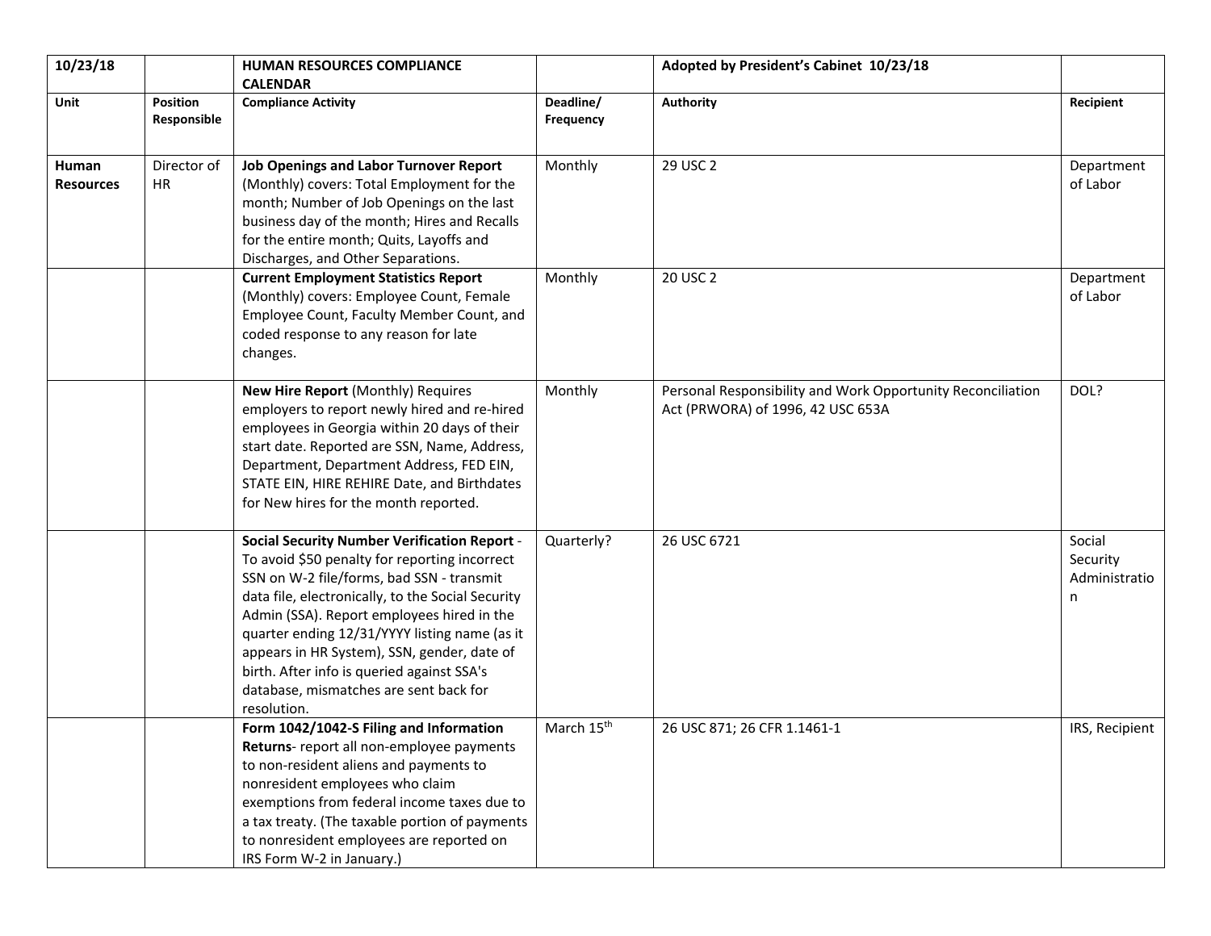| 10/23/18 | | HUMAN RESOURCES COMPLIANCE CALENDAR | | Adopted by President's Cabinet 10/23/18 | |
|---|---|---|---|---|---|
| **Unit** | **Position Responsible** | **Compliance Activity** | **Deadline/ Frequency** | **Authority** | **Recipient** |
| **Human Resources** | Director of HR | **Job Openings and Labor Turnover Report** (Monthly) covers: Total Employment for the month; Number of Job Openings on the last business day of the month; Hires and Recalls for the entire month; Quits, Layoffs and Discharges, and Other Separations. | Monthly | 29 USC 2 | Department of Labor |
| | | **Current Employment Statistics Report** (Monthly) covers: Employee Count, Female Employee Count, Faculty Member Count, and coded response to any reason for late changes. | Monthly | 20 USC 2 | Department of Labor |
| | | **New Hire Report** (Monthly) Requires employers to report newly hired and re-hired employees in Georgia within 20 days of their start date. Reported are SSN, Name, Address, Department, Department Address, FED EIN, STATE EIN, HIRE REHIRE Date, and Birthdates for New hires for the month reported. | Monthly | Personal Responsibility and Work Opportunity Reconciliation Act (PRWORA) of 1996, 42 USC 653A | DOL? |
| | | **Social Security Number Verification Report** - To avoid $50 penalty for reporting incorrect SSN on W-2 file/forms, bad SSN - transmit data file, electronically, to the Social Security Admin (SSA). Report employees hired in the quarter ending 12/31/YYYY listing name (as it appears in HR System), SSN, gender, date of birth. After info is queried against SSA's database, mismatches are sent back for resolution. | Quarterly? | 26 USC 6721 | Social Security Administration |
| | | **Form 1042/1042-S Filing and Information Returns**- report all non-employee payments to non-resident aliens and payments to nonresident employees who claim exemptions from federal income taxes due to a tax treaty. (The taxable portion of payments to nonresident employees are reported on IRS Form W-2 in January.) | March 15th | 26 USC 871; 26 CFR 1.1461-1 | IRS, Recipient |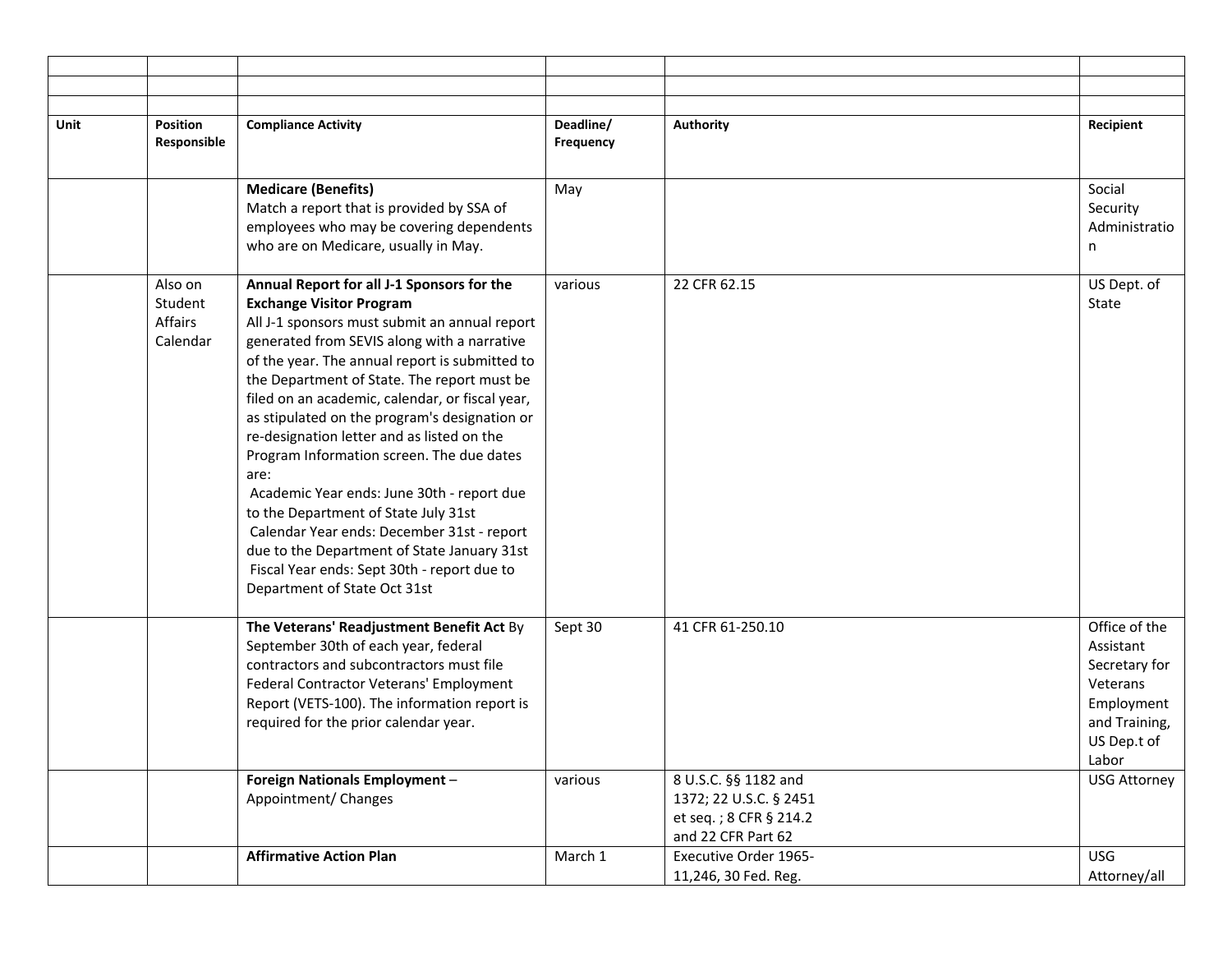| | | | | | |
|---|---|---|---|---|---|
| | | | | | |
| | | | | | |
| **Unit** | **Position Responsible** | **Compliance Activity** | **Deadline/ Frequency** | **Authority** | **Recipient** |
| | | **Medicare (Benefits)**<br>Match a report that is provided by SSA of employees who may be covering dependents who are on Medicare, usually in May. | May | | Social Security Administration |
| | Also on Student Affairs Calendar | **Annual Report for all J-1 Sponsors for the Exchange Visitor Program**<br>All J-1 sponsors must submit an annual report generated from SEVIS along with a narrative of the year. The annual report is submitted to the Department of State. The report must be filed on an academic, calendar, or fiscal year, as stipulated on the program's designation or re-designation letter and as listed on the Program Information screen. The due dates are:<br>Academic Year ends: June 30th - report due to the Department of State July 31st<br>Calendar Year ends: December 31st - report due to the Department of State January 31st<br>Fiscal Year ends: Sept 30th - report due to Department of State Oct 31st | various | 22 CFR 62.15 | US Dept. of State |
| | | **The Veterans' Readjustment Benefit Act** By September 30th of each year, federal contractors and subcontractors must file Federal Contractor Veterans' Employment Report (VETS-100). The information report is required for the prior calendar year. | Sept 30 | 41 CFR 61-250.10 | Office of the Assistant Secretary for Veterans Employment and Training, US Dep.t of Labor |
| | | **Foreign Nationals Employment** – Appointment/ Changes | various | 8 U.S.C. §§ 1182 and 1372; 22 U.S.C. § 2451 et seq. ; 8 CFR § 214.2 and 22 CFR Part 62 | USG Attorney |
| | | **Affirmative Action Plan** | March 1 | Executive Order 1965-11,246, 30 Fed. Reg. | USG Attorney/all |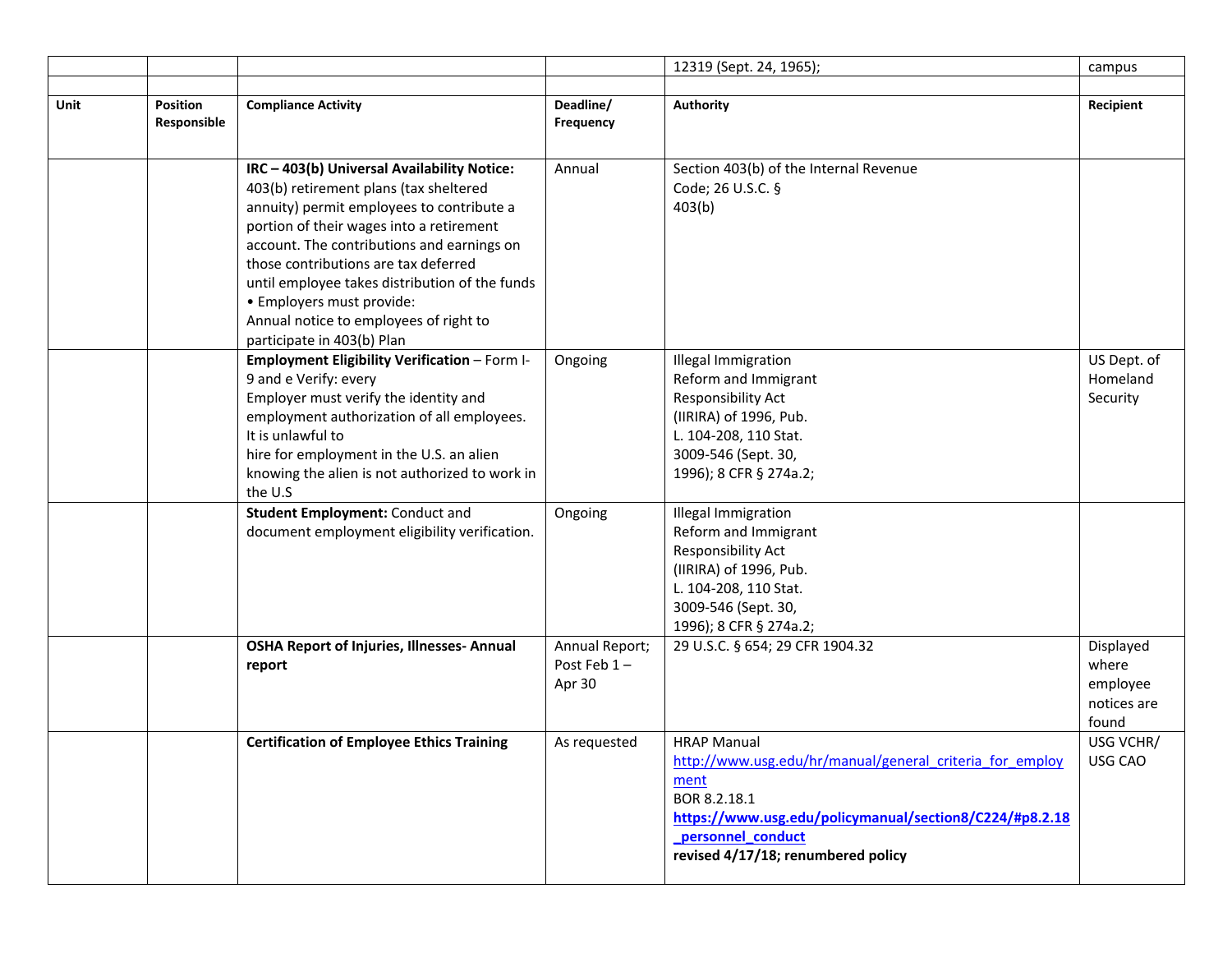| | | | | 12319 (Sept. 24, 1965); | campus |
|---|---|---|---|---|---|
| | | | | | |
| **Unit** | **Position Responsible** | **Compliance Activity** | **Deadline/ Frequency** | **Authority** | **Recipient** |
| | | **IRC – 403(b) Universal Availability Notice:** 403(b) retirement plans (tax sheltered annuity) permit employees to contribute a portion of their wages into a retirement account. The contributions and earnings on those contributions are tax deferred until employee takes distribution of the funds • Employers must provide: Annual notice to employees of right to participate in 403(b) Plan | Annual | Section 403(b) of the Internal Revenue Code; 26 U.S.C. § 403(b) | |
| | | **Employment Eligibility Verification** – Form I-9 and e Verify: every Employer must verify the identity and employment authorization of all employees. It is unlawful to hire for employment in the U.S. an alien knowing the alien is not authorized to work in the U.S | Ongoing | Illegal Immigration Reform and Immigrant Responsibility Act (IIRIRA) of 1996, Pub. L. 104-208, 110 Stat. 3009-546 (Sept. 30, 1996); 8 CFR § 274a.2; | US Dept. of Homeland Security |
| | | **Student Employment:** Conduct and document employment eligibility verification. | Ongoing | Illegal Immigration Reform and Immigrant Responsibility Act (IIRIRA) of 1996, Pub. L. 104-208, 110 Stat. 3009-546 (Sept. 30, 1996); 8 CFR § 274a.2; | |
| | | **OSHA Report of Injuries, Illnesses- Annual report** | Annual Report; Post Feb 1 – Apr 30 | 29 U.S.C. § 654; 29 CFR 1904.32 | Displayed where employee notices are found |
| | | **Certification of Employee Ethics Training** | As requested | HRAP Manual http://www.usg.edu/hr/manual/general_criteria_for_employment BOR 8.2.18.1 **https://www.usg.edu/policymanual/section8/C224/#p8.2.18_personnel_conduct** **revised 4/17/18; renumbered policy** | USG VCHR/ USG CAO |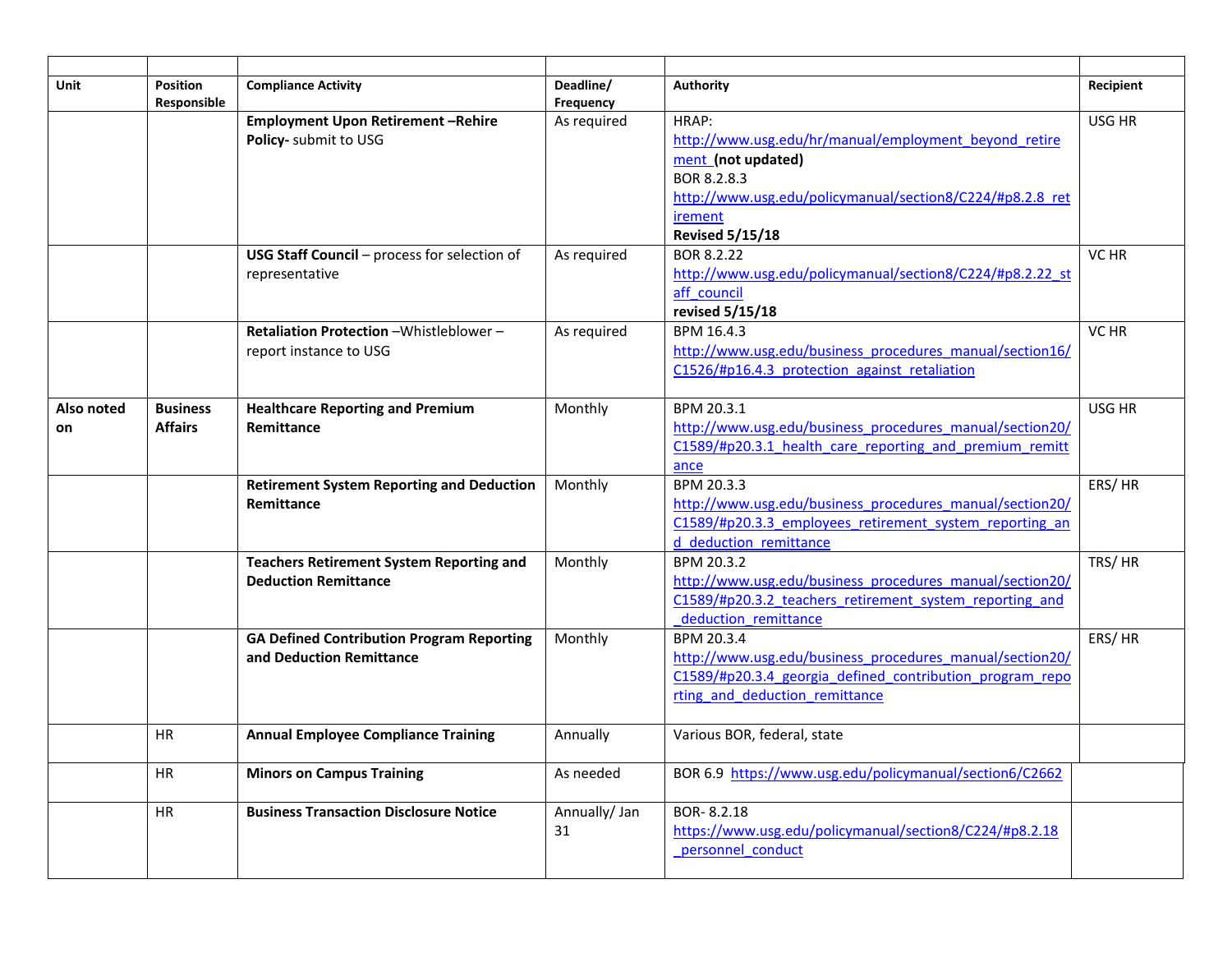| | | | | | |
|---|---|---|---|---|---|
| **Unit** | **Position Responsible** | **Compliance Activity** | **Deadline/ Frequency** | **Authority** | **Recipient** |
| | | **Employment Upon Retirement –Rehire Policy-** submit to USG | As required | HRAP: http://www.usg.edu/hr/manual/employment_beyond_retirement **(not updated)** BOR 8.2.8.3 http://www.usg.edu/policymanual/section8/C224/#p8.2.8_retirement **Revised 5/15/18** | USG HR |
| | | **USG Staff Council** – process for selection of representative | As required | BOR 8.2.22 http://www.usg.edu/policymanual/section8/C224/#p8.2.22_staff_council **revised 5/15/18** | VC HR |
| | | **Retaliation Protection** –Whistleblower – report instance to USG | As required | BPM 16.4.3 http://www.usg.edu/business_procedures_manual/section16/C1526/#p16.4.3_protection_against_retaliation | VC HR |
| **Also noted on** | **Business Affairs** | **Healthcare Reporting and Premium Remittance** | Monthly | BPM 20.3.1 http://www.usg.edu/business_procedures_manual/section20/C1589/#p20.3.1_health_care_reporting_and_premium_remittance | USG HR |
| | | **Retirement System Reporting and Deduction Remittance** | Monthly | BPM 20.3.3 http://www.usg.edu/business_procedures_manual/section20/C1589/#p20.3.3_employees_retirement_system_reporting_and_deduction_remittance | ERS/ HR |
| | | **Teachers Retirement System Reporting and Deduction Remittance** | Monthly | BPM 20.3.2 http://www.usg.edu/business_procedures_manual/section20/C1589/#p20.3.2_teachers_retirement_system_reporting_and_deduction_remittance | TRS/ HR |
| | | **GA Defined Contribution Program Reporting and Deduction Remittance** | Monthly | BPM 20.3.4 http://www.usg.edu/business_procedures_manual/section20/C1589/#p20.3.4_georgia_defined_contribution_program_reporting_and_deduction_remittance | ERS/ HR |
| | HR | **Annual Employee Compliance Training** | Annually | Various BOR, federal, state | |
| | HR | **Minors on Campus Training** | As needed | BOR 6.9 https://www.usg.edu/policymanual/section6/C2662 | |
| | HR | **Business Transaction Disclosure Notice** | Annually/ Jan 31 | BOR- 8.2.18 https://www.usg.edu/policymanual/section8/C224/#p8.2.18_personnel_conduct | |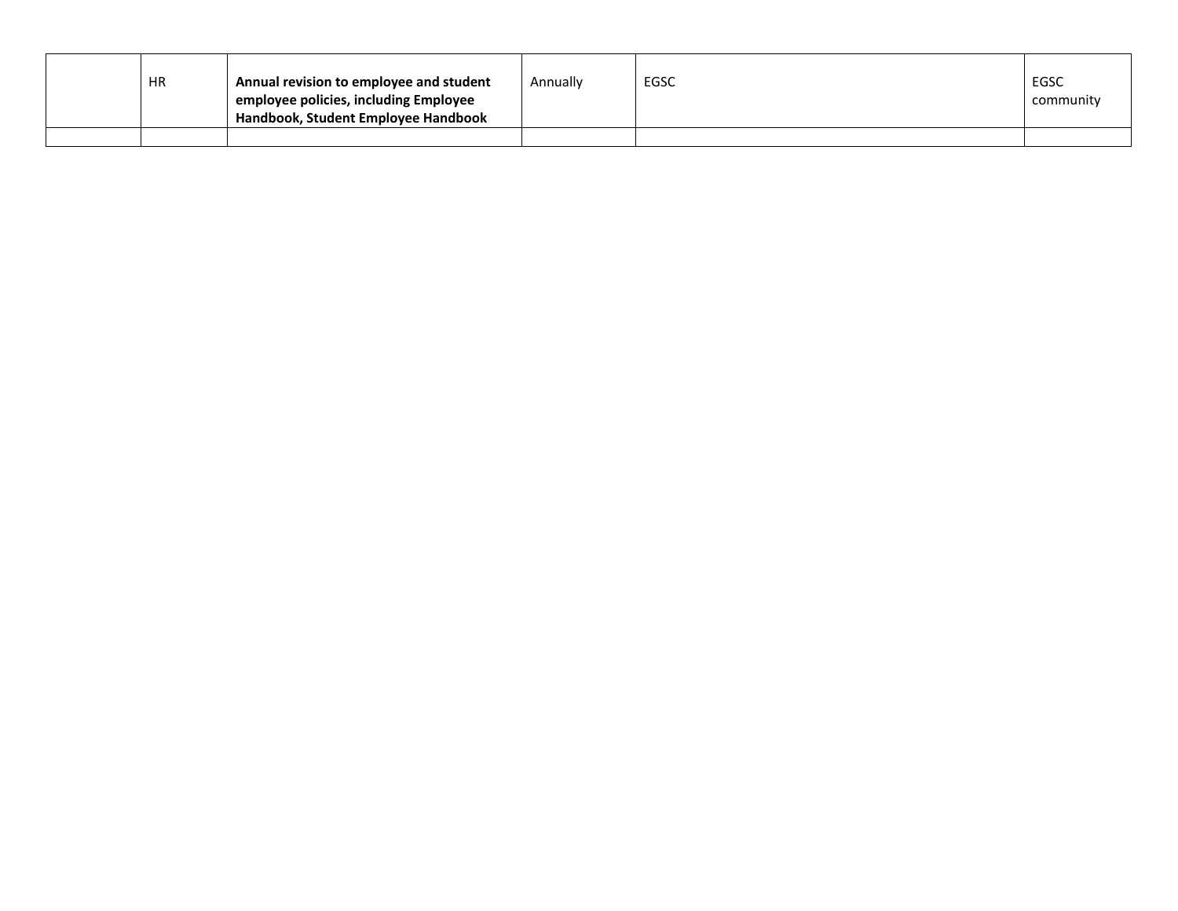| | | | | | |
|---|---|---|---|---|---|
| | HR | **Annual revision to employee and student employee policies, including Employee Handbook, Student Employee Handbook** | Annually | EGSC | EGSC community |
| | | | | | |